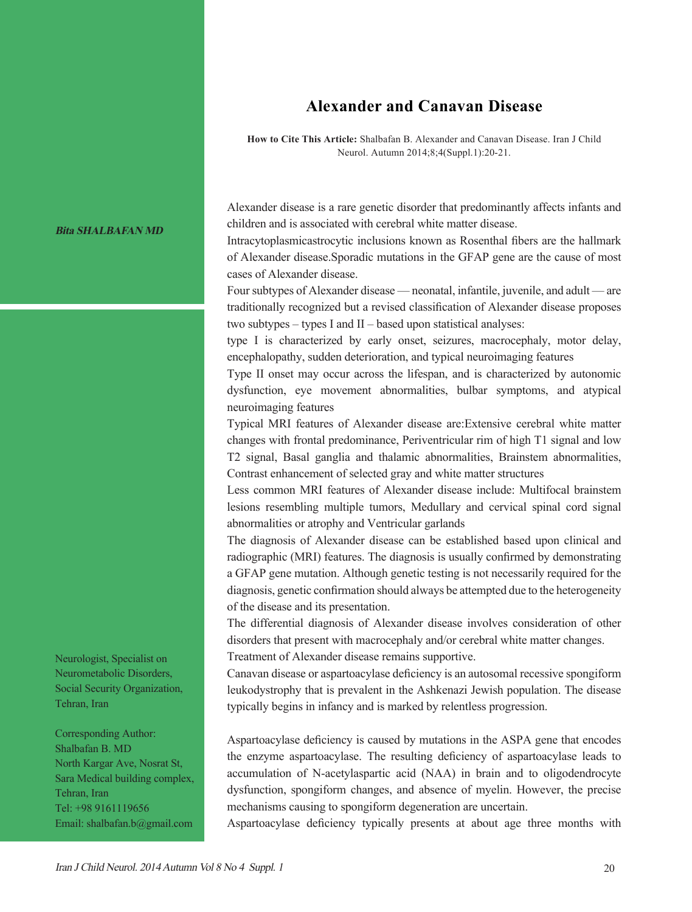# Alexander and Canavan Disease

**How to Cite This Article:** Shalbafan B. Alexander and Canavan Disease. Iran J Child Neurol. Autumn 2014;8;4(Suppl.1):20-21.

***Bita SHALBAFAN MD***

Neurologist, Specialist on Neurometabolic Disorders, Social Security Organization, Tehran, Iran

Corresponding Author:
Shalbafan B. MD
North Kargar Ave, Nosrat St, Sara Medical building complex, Tehran, Iran
Tel: +98 9161119656
Email: shalbafan.b@gmail.com

Alexander disease is a rare genetic disorder that predominantly affects infants and children and is associated with cerebral white matter disease.

Intracytoplasmicastrocytic inclusions known as Rosenthal fibers are the hallmark of Alexander disease.Sporadic mutations in the GFAP gene are the cause of most cases of Alexander disease.

Four subtypes of Alexander disease — neonatal, infantile, juvenile, and adult — are traditionally recognized but a revised classification of Alexander disease proposes two subtypes – types I and II – based upon statistical analyses:

type I is characterized by early onset, seizures, macrocephaly, motor delay, encephalopathy, sudden deterioration, and typical neuroimaging features

Type II onset may occur across the lifespan, and is characterized by autonomic dysfunction, eye movement abnormalities, bulbar symptoms, and atypical neuroimaging features

Typical MRI features of Alexander disease are:Extensive cerebral white matter changes with frontal predominance, Periventricular rim of high T1 signal and low T2 signal, Basal ganglia and thalamic abnormalities, Brainstem abnormalities, Contrast enhancement of selected gray and white matter structures

Less common MRI features of Alexander disease include: Multifocal brainstem lesions resembling multiple tumors, Medullary and cervical spinal cord signal abnormalities or atrophy and Ventricular garlands

The diagnosis of Alexander disease can be established based upon clinical and radiographic (MRI) features. The diagnosis is usually confirmed by demonstrating a GFAP gene mutation. Although genetic testing is not necessarily required for the diagnosis, genetic confirmation should always be attempted due to the heterogeneity of the disease and its presentation.

The differential diagnosis of Alexander disease involves consideration of other disorders that present with macrocephaly and/or cerebral white matter changes.

Treatment of Alexander disease remains supportive.

Canavan disease or aspartoacylase deficiency is an autosomal recessive spongiform leukodystrophy that is prevalent in the Ashkenazi Jewish population. The disease typically begins in infancy and is marked by relentless progression.

Aspartoacylase deficiency is caused by mutations in the ASPA gene that encodes the enzyme aspartoacylase. The resulting deficiency of aspartoacylase leads to accumulation of N-acetylaspartic acid (NAA) in brain and to oligodendrocyte dysfunction, spongiform changes, and absence of myelin. However, the precise mechanisms causing to spongiform degeneration are uncertain.

Aspartoacylase deficiency typically presents at about age three months with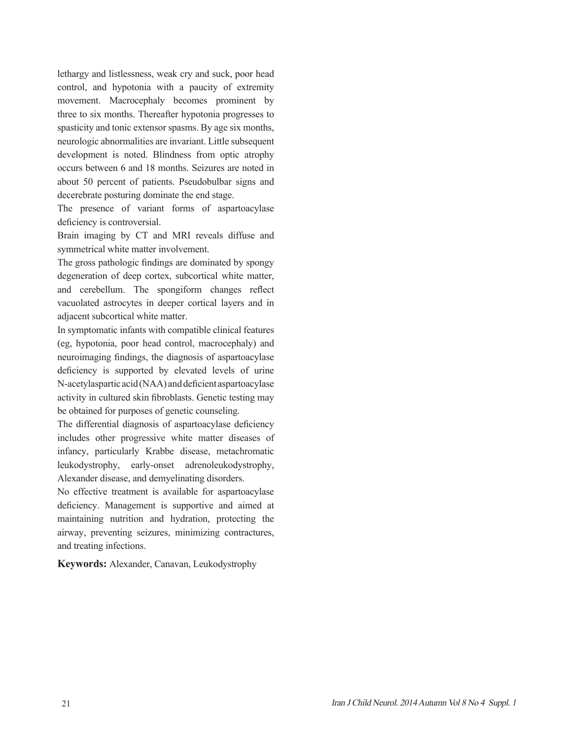lethargy and listlessness, weak cry and suck, poor head control, and hypotonia with a paucity of extremity movement. Macrocephaly becomes prominent by three to six months. Thereafter hypotonia progresses to spasticity and tonic extensor spasms. By age six months, neurologic abnormalities are invariant. Little subsequent development is noted. Blindness from optic atrophy occurs between 6 and 18 months. Seizures are noted in about 50 percent of patients. Pseudobulbar signs and decerebrate posturing dominate the end stage.

The presence of variant forms of aspartoacylase deficiency is controversial.

Brain imaging by CT and MRI reveals diffuse and symmetrical white matter involvement.

The gross pathologic findings are dominated by spongy degeneration of deep cortex, subcortical white matter, and cerebellum. The spongiform changes reflect vacuolated astrocytes in deeper cortical layers and in adjacent subcortical white matter.

In symptomatic infants with compatible clinical features (eg, hypotonia, poor head control, macrocephaly) and neuroimaging findings, the diagnosis of aspartoacylase deficiency is supported by elevated levels of urine N-acetylaspartic acid (NAA) and deficient aspartoacylase activity in cultured skin fibroblasts. Genetic testing may be obtained for purposes of genetic counseling.

The differential diagnosis of aspartoacylase deficiency includes other progressive white matter diseases of infancy, particularly Krabbe disease, metachromatic leukodystrophy, early-onset adrenoleukodystrophy, Alexander disease, and demyelinating disorders.

No effective treatment is available for aspartoacylase deficiency. Management is supportive and aimed at maintaining nutrition and hydration, protecting the airway, preventing seizures, minimizing contractures, and treating infections.

**Keywords:** Alexander, Canavan, Leukodystrophy